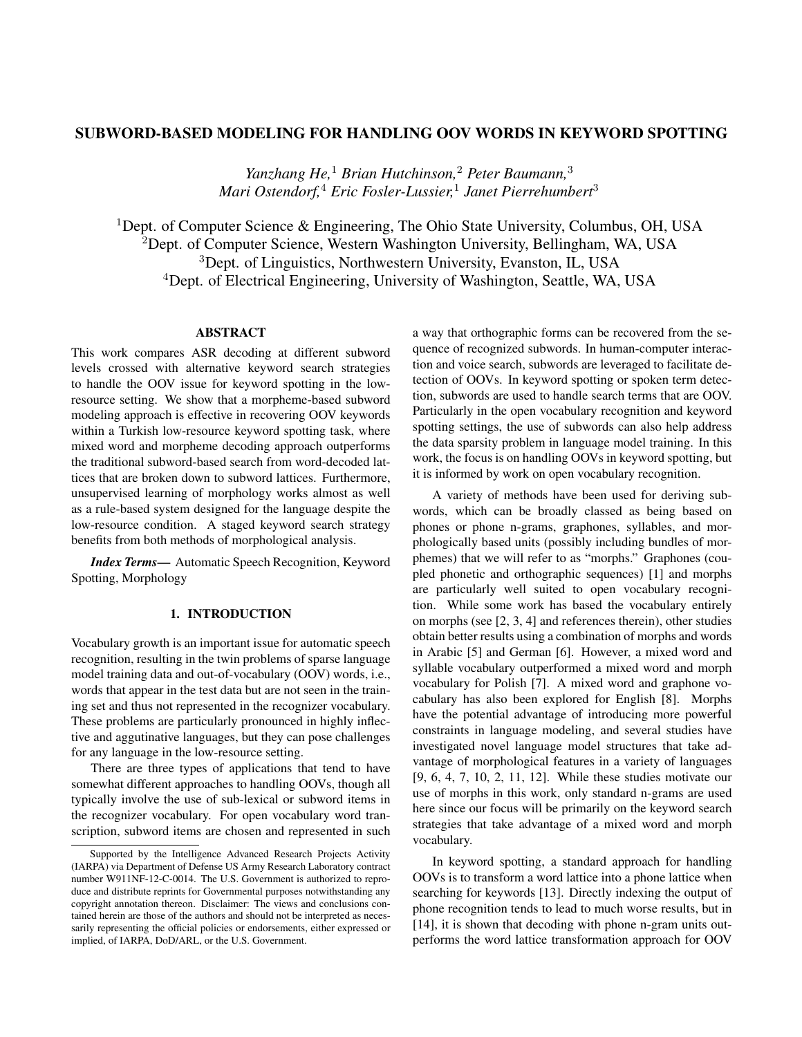# SUBWORD-BASED MODELING FOR HANDLING OOV WORDS IN KEYWORD SPOTTING

*Yanzhang He,*[1] *Brian Hutchinson,*[2] *Peter Baumann,*[3]
*Mari Ostendorf,*[4] *Eric Fosler-Lussier,*[1] *Janet Pierrehumbert*[3]

[1]Dept. of Computer Science & Engineering, The Ohio State University, Columbus, OH, USA
[2]Dept. of Computer Science, Western Washington University, Bellingham, WA, USA
[3]Dept. of Linguistics, Northwestern University, Evanston, IL, USA
[4]Dept. of Electrical Engineering, University of Washington, Seattle, WA, USA

## ABSTRACT

This work compares ASR decoding at different subword levels crossed with alternative keyword search strategies to handle the OOV issue for keyword spotting in the low-resource setting. We show that a morpheme-based subword modeling approach is effective in recovering OOV keywords within a Turkish low-resource keyword spotting task, where mixed word and morpheme decoding approach outperforms the traditional subword-based search from word-decoded lattices that are broken down to subword lattices. Furthermore, unsupervised learning of morphology works almost as well as a rule-based system designed for the language despite the low-resource condition. A staged keyword search strategy benefits from both methods of morphological analysis.

***Index Terms***— Automatic Speech Recognition, Keyword Spotting, Morphology

## 1. INTRODUCTION

Vocabulary growth is an important issue for automatic speech recognition, resulting in the twin problems of sparse language model training data and out-of-vocabulary (OOV) words, i.e., words that appear in the test data but are not seen in the training set and thus not represented in the recognizer vocabulary. These problems are particularly pronounced in highly inflective and aggutinative languages, but they can pose challenges for any language in the low-resource setting.

There are three types of applications that tend to have somewhat different approaches to handling OOVs, though all typically involve the use of sub-lexical or subword items in the recognizer vocabulary. For open vocabulary word transcription, subword items are chosen and represented in such a way that orthographic forms can be recovered from the sequence of recognized subwords. In human-computer interaction and voice search, subwords are leveraged to facilitate detection of OOVs. In keyword spotting or spoken term detection, subwords are used to handle search terms that are OOV. Particularly in the open vocabulary recognition and keyword spotting settings, the use of subwords can also help address the data sparsity problem in language model training. In this work, the focus is on handling OOVs in keyword spotting, but it is informed by work on open vocabulary recognition.

A variety of methods have been used for deriving subwords, which can be broadly classed as being based on phones or phone n-grams, graphones, syllables, and morphologically based units (possibly including bundles of morphemes) that we will refer to as "morphs." Graphones (coupled phonetic and orthographic sequences) [1] and morphs are particularly well suited to open vocabulary recognition. While some work has based the vocabulary entirely on morphs (see [2, 3, 4] and references therein), other studies obtain better results using a combination of morphs and words in Arabic [5] and German [6]. However, a mixed word and syllable vocabulary outperformed a mixed word and morph vocabulary for Polish [7]. A mixed word and graphone vocabulary has also been explored for English [8]. Morphs have the potential advantage of introducing more powerful constraints in language modeling, and several studies have investigated novel language model structures that take advantage of morphological features in a variety of languages [9, 6, 4, 7, 10, 2, 11, 12]. While these studies motivate our use of morphs in this work, only standard n-grams are used here since our focus will be primarily on the keyword search strategies that take advantage of a mixed word and morph vocabulary.

In keyword spotting, a standard approach for handling OOVs is to transform a word lattice into a phone lattice when searching for keywords [13]. Directly indexing the output of phone recognition tends to lead to much worse results, but in [14], it is shown that decoding with phone n-gram units outperforms the word lattice transformation approach for OOV

---

Supported by the Intelligence Advanced Research Projects Activity (IARPA) via Department of Defense US Army Research Laboratory contract number W911NF-12-C-0014. The U.S. Government is authorized to reproduce and distribute reprints for Governmental purposes notwithstanding any copyright annotation thereon. Disclaimer: The views and conclusions contained herein are those of the authors and should not be interpreted as necessarily representing the official policies or endorsements, either expressed or implied, of IARPA, DoD/ARL, or the U.S. Government.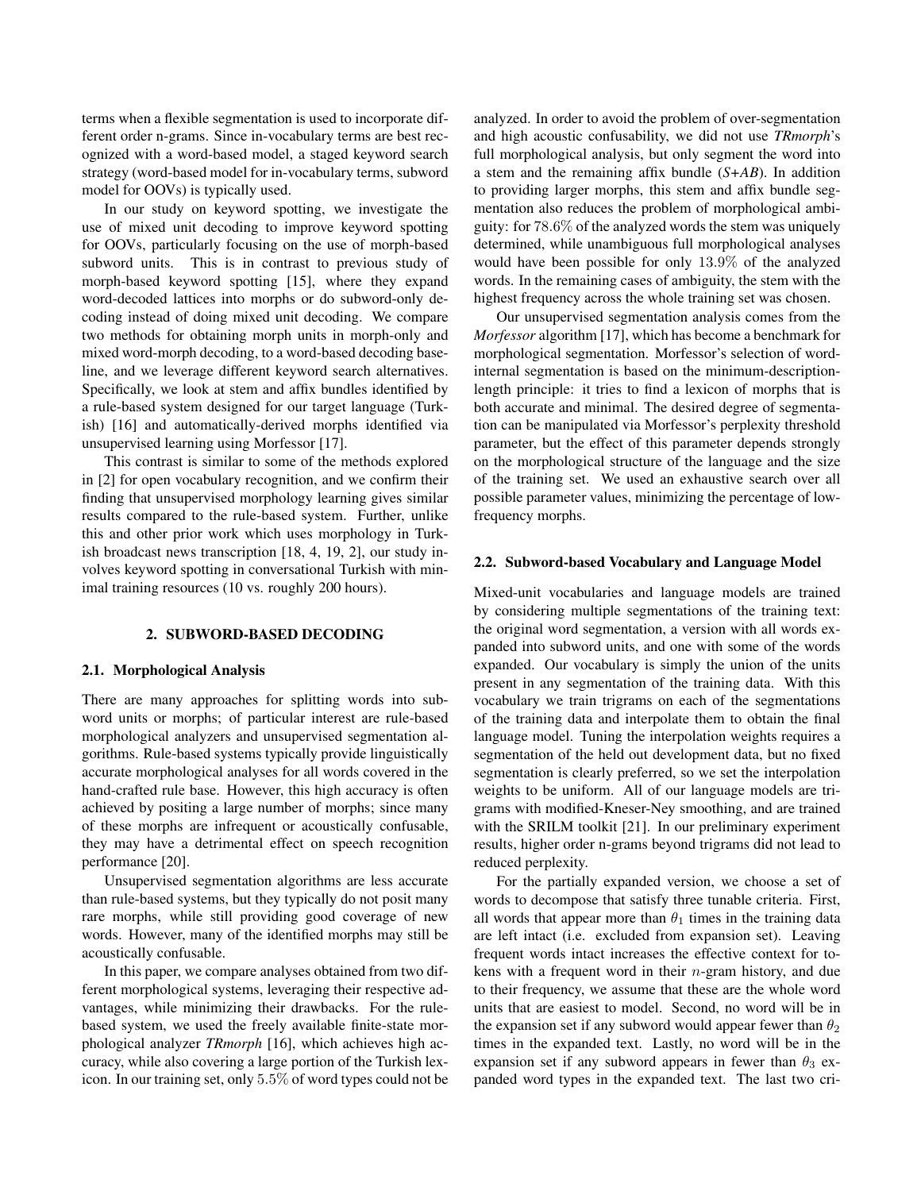terms when a flexible segmentation is used to incorporate different order n-grams. Since in-vocabulary terms are best recognized with a word-based model, a staged keyword search strategy (word-based model for in-vocabulary terms, subword model for OOVs) is typically used.

In our study on keyword spotting, we investigate the use of mixed unit decoding to improve keyword spotting for OOVs, particularly focusing on the use of morph-based subword units. This is in contrast to previous study of morph-based keyword spotting [15], where they expand word-decoded lattices into morphs or do subword-only decoding instead of doing mixed unit decoding. We compare two methods for obtaining morph units in morph-only and mixed word-morph decoding, to a word-based decoding baseline, and we leverage different keyword search alternatives. Specifically, we look at stem and affix bundles identified by a rule-based system designed for our target language (Turkish) [16] and automatically-derived morphs identified via unsupervised learning using Morfessor [17].

This contrast is similar to some of the methods explored in [2] for open vocabulary recognition, and we confirm their finding that unsupervised morphology learning gives similar results compared to the rule-based system. Further, unlike this and other prior work which uses morphology in Turkish broadcast news transcription [18, 4, 19, 2], our study involves keyword spotting in conversational Turkish with minimal training resources (10 vs. roughly 200 hours).

## 2. SUBWORD-BASED DECODING

### 2.1. Morphological Analysis

There are many approaches for splitting words into subword units or morphs; of particular interest are rule-based morphological analyzers and unsupervised segmentation algorithms. Rule-based systems typically provide linguistically accurate morphological analyses for all words covered in the hand-crafted rule base. However, this high accuracy is often achieved by positing a large number of morphs; since many of these morphs are infrequent or acoustically confusable, they may have a detrimental effect on speech recognition performance [20].

Unsupervised segmentation algorithms are less accurate than rule-based systems, but they typically do not posit many rare morphs, while still providing good coverage of new words. However, many of the identified morphs may still be acoustically confusable.

In this paper, we compare analyses obtained from two different morphological systems, leveraging their respective advantages, while minimizing their drawbacks. For the rule-based system, we used the freely available finite-state morphological analyzer *TRmorph* [16], which achieves high accuracy, while also covering a large portion of the Turkish lexicon. In our training set, only $5.5\%$ of word types could not be analyzed. In order to avoid the problem of over-segmentation and high acoustic confusability, we did not use *TRmorph*'s full morphological analysis, but only segment the word into a stem and the remaining affix bundle (*S+AB*). In addition to providing larger morphs, this stem and affix bundle segmentation also reduces the problem of morphological ambiguity: for $78.6\%$ of the analyzed words the stem was uniquely determined, while unambiguous full morphological analyses would have been possible for only $13.9\%$ of the analyzed words. In the remaining cases of ambiguity, the stem with the highest frequency across the whole training set was chosen.

Our unsupervised segmentation analysis comes from the *Morfessor* algorithm [17], which has become a benchmark for morphological segmentation. Morfessor's selection of word-internal segmentation is based on the minimum-description-length principle: it tries to find a lexicon of morphs that is both accurate and minimal. The desired degree of segmentation can be manipulated via Morfessor's perplexity threshold parameter, but the effect of this parameter depends strongly on the morphological structure of the language and the size of the training set. We used an exhaustive search over all possible parameter values, minimizing the percentage of low-frequency morphs.

### 2.2. Subword-based Vocabulary and Language Model

Mixed-unit vocabularies and language models are trained by considering multiple segmentations of the training text: the original word segmentation, a version with all words expanded into subword units, and one with some of the words expanded. Our vocabulary is simply the union of the units present in any segmentation of the training data. With this vocabulary we train trigrams on each of the segmentations of the training data and interpolate them to obtain the final language model. Tuning the interpolation weights requires a segmentation of the held out development data, but no fixed segmentation is clearly preferred, so we set the interpolation weights to be uniform. All of our language models are trigrams with modified-Kneser-Ney smoothing, and are trained with the SRILM toolkit [21]. In our preliminary experiment results, higher order n-grams beyond trigrams did not lead to reduced perplexity.

For the partially expanded version, we choose a set of words to decompose that satisfy three tunable criteria. First, all words that appear more than $\theta_1$ times in the training data are left intact (i.e. excluded from expansion set). Leaving frequent words intact increases the effective context for tokens with a frequent word in their $n$-gram history, and due to their frequency, we assume that these are the whole word units that are easiest to model. Second, no word will be in the expansion set if any subword would appear fewer than $\theta_2$ times in the expanded text. Lastly, no word will be in the expansion set if any subword appears in fewer than $\theta_3$ expanded word types in the expanded text. The last two cri-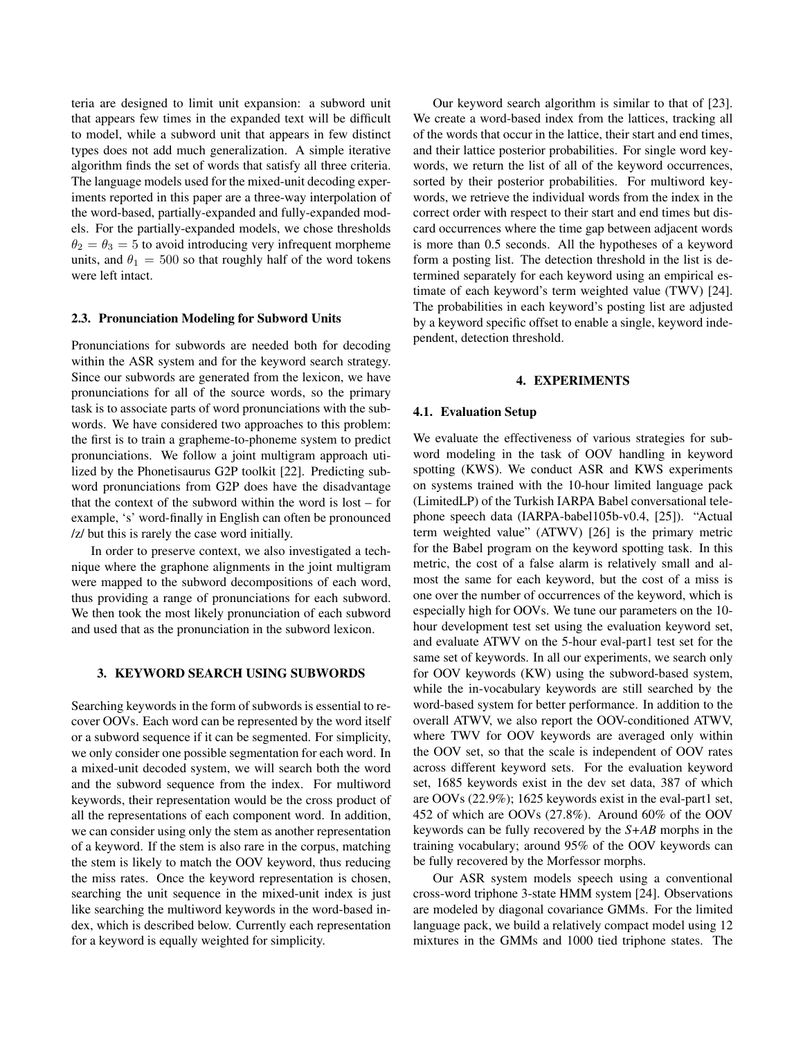teria are designed to limit unit expansion: a subword unit that appears few times in the expanded text will be difficult to model, while a subword unit that appears in few distinct types does not add much generalization. A simple iterative algorithm finds the set of words that satisfy all three criteria. The language models used for the mixed-unit decoding experiments reported in this paper are a three-way interpolation of the word-based, partially-expanded and fully-expanded models. For the partially-expanded models, we chose thresholds $\theta_2 = \theta_3 = 5$ to avoid introducing very infrequent morpheme units, and $\theta_1 = 500$ so that roughly half of the word tokens were left intact.

### 2.3. Pronunciation Modeling for Subword Units

Pronunciations for subwords are needed both for decoding within the ASR system and for the keyword search strategy. Since our subwords are generated from the lexicon, we have pronunciations for all of the source words, so the primary task is to associate parts of word pronunciations with the subwords. We have considered two approaches to this problem: the first is to train a grapheme-to-phoneme system to predict pronunciations. We follow a joint multigram approach utilized by the Phonetisaurus G2P toolkit [22]. Predicting subword pronunciations from G2P does have the disadvantage that the context of the subword within the word is lost – for example, 's' word-finally in English can often be pronounced /z/ but this is rarely the case word initially.

In order to preserve context, we also investigated a technique where the graphone alignments in the joint multigram were mapped to the subword decompositions of each word, thus providing a range of pronunciations for each subword. We then took the most likely pronunciation of each subword and used that as the pronunciation in the subword lexicon.

## 3. KEYWORD SEARCH USING SUBWORDS

Searching keywords in the form of subwords is essential to recover OOVs. Each word can be represented by the word itself or a subword sequence if it can be segmented. For simplicity, we only consider one possible segmentation for each word. In a mixed-unit decoded system, we will search both the word and the subword sequence from the index. For multiword keywords, their representation would be the cross product of all the representations of each component word. In addition, we can consider using only the stem as another representation of a keyword. If the stem is also rare in the corpus, matching the stem is likely to match the OOV keyword, thus reducing the miss rates. Once the keyword representation is chosen, searching the unit sequence in the mixed-unit index is just like searching the multiword keywords in the word-based index, which is described below. Currently each representation for a keyword is equally weighted for simplicity.

Our keyword search algorithm is similar to that of [23]. We create a word-based index from the lattices, tracking all of the words that occur in the lattice, their start and end times, and their lattice posterior probabilities. For single word keywords, we return the list of all of the keyword occurrences, sorted by their posterior probabilities. For multiword keywords, we retrieve the individual words from the index in the correct order with respect to their start and end times but discard occurrences where the time gap between adjacent words is more than 0.5 seconds. All the hypotheses of a keyword form a posting list. The detection threshold in the list is determined separately for each keyword using an empirical estimate of each keyword's term weighted value (TWV) [24]. The probabilities in each keyword's posting list are adjusted by a keyword specific offset to enable a single, keyword independent, detection threshold.

## 4. EXPERIMENTS

### 4.1. Evaluation Setup

We evaluate the effectiveness of various strategies for subword modeling in the task of OOV handling in keyword spotting (KWS). We conduct ASR and KWS experiments on systems trained with the 10-hour limited language pack (LimitedLP) of the Turkish IARPA Babel conversational telephone speech data (IARPA-babel105b-v0.4, [25]). "Actual term weighted value" (ATWV) [26] is the primary metric for the Babel program on the keyword spotting task. In this metric, the cost of a false alarm is relatively small and almost the same for each keyword, but the cost of a miss is one over the number of occurrences of the keyword, which is especially high for OOVs. We tune our parameters on the 10-hour development test set using the evaluation keyword set, and evaluate ATWV on the 5-hour eval-part1 test set for the same set of keywords. In all our experiments, we search only for OOV keywords (KW) using the subword-based system, while the in-vocabulary keywords are still searched by the word-based system for better performance. In addition to the overall ATWV, we also report the OOV-conditioned ATWV, where TWV for OOV keywords are averaged only within the OOV set, so that the scale is independent of OOV rates across different keyword sets. For the evaluation keyword set, 1685 keywords exist in the dev set data, 387 of which are OOVs (22.9%); 1625 keywords exist in the eval-part1 set, 452 of which are OOVs (27.8%). Around 60% of the OOV keywords can be fully recovered by the *S+AB* morphs in the training vocabulary; around 95% of the OOV keywords can be fully recovered by the Morfessor morphs.

Our ASR system models speech using a conventional cross-word triphone 3-state HMM system [24]. Observations are modeled by diagonal covariance GMMs. For the limited language pack, we build a relatively compact model using 12 mixtures in the GMMs and 1000 tied triphone states. The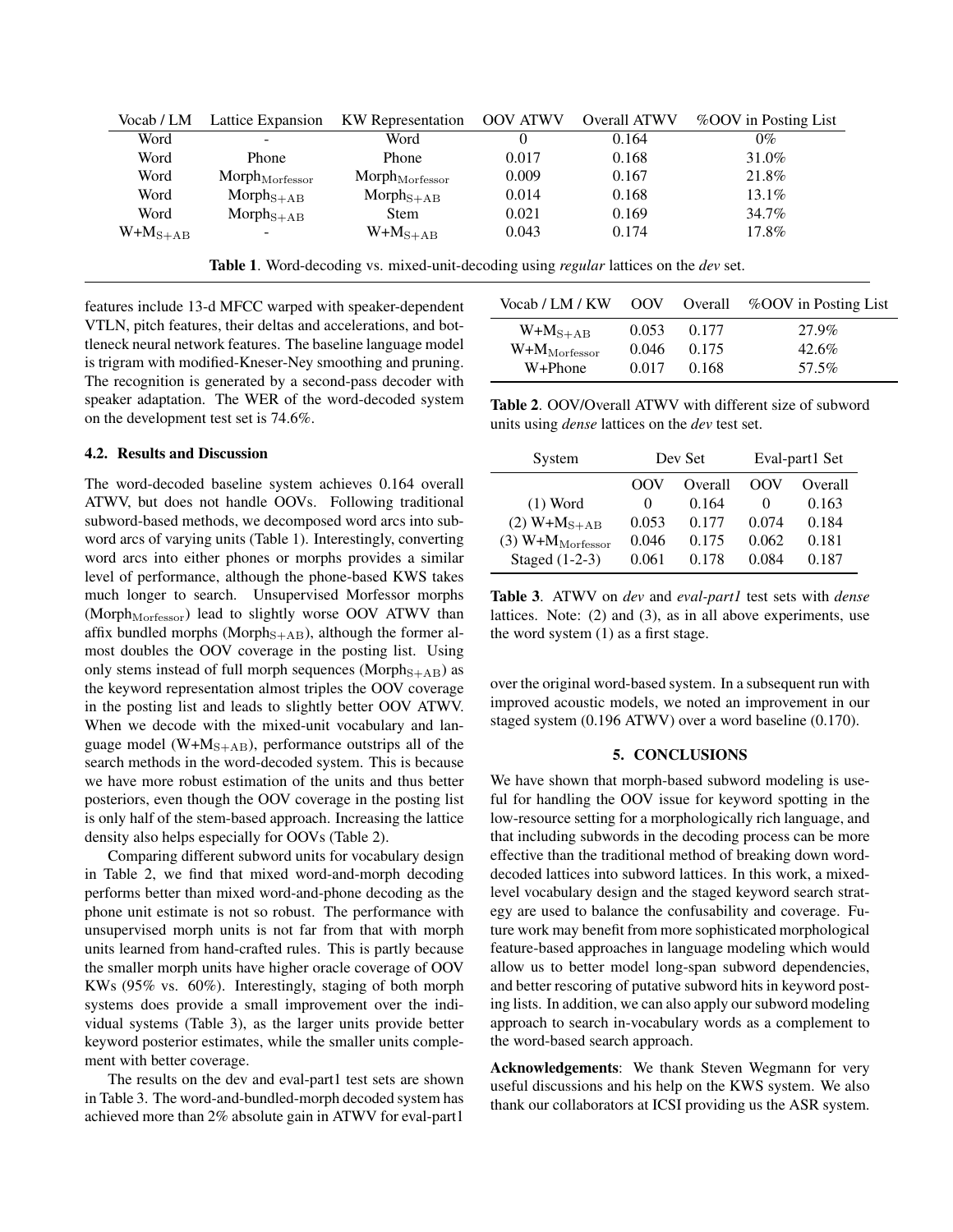| Vocab / LM | Lattice Expansion | KW Representation | OOV ATWV | Overall ATWV | %OOV in Posting List |
|---|---|---|---|---|---|
| Word | - | Word | 0 | 0.164 | 0% |
| Word | Phone | Phone | 0.017 | 0.168 | 31.0% |
| Word | $\text{Morph}_{\text{Morfessor}}$ | $\text{Morph}_{\text{Morfessor}}$ | 0.009 | 0.167 | 21.8% |
| Word | $\text{Morph}_{\text{S+AB}}$ | $\text{Morph}_{\text{S+AB}}$ | 0.014 | 0.168 | 13.1% |
| Word | $\text{Morph}_{\text{S+AB}}$ | Stem | 0.021 | 0.169 | 34.7% |
| $\text{W+M}_{\text{S+AB}}$ | - | $\text{W+M}_{\text{S+AB}}$ | 0.043 | 0.174 | 17.8% |

**Table 1**. Word-decoding vs. mixed-unit-decoding using *regular* lattices on the *dev* set.

features include 13-d MFCC warped with speaker-dependent VTLN, pitch features, their deltas and accelerations, and bottleneck neural network features. The baseline language model is trigram with modified-Kneser-Ney smoothing and pruning. The recognition is generated by a second-pass decoder with speaker adaptation. The WER of the word-decoded system on the development test set is 74.6%.

### 4.2. Results and Discussion

The word-decoded baseline system achieves 0.164 overall ATWV, but does not handle OOVs. Following traditional subword-based methods, we decomposed word arcs into subword arcs of varying units (Table 1). Interestingly, converting word arcs into either phones or morphs provides a similar level of performance, although the phone-based KWS takes much longer to search. Unsupervised Morfessor morphs ($\text{Morph}_{\text{Morfessor}}$) lead to slightly worse OOV ATWV than affix bundled morphs ($\text{Morph}_{\text{S+AB}}$), although the former almost doubles the OOV coverage in the posting list. Using only stems instead of full morph sequences ($\text{Morph}_{\text{S+AB}}$) as the keyword representation almost triples the OOV coverage in the posting list and leads to slightly better OOV ATWV. When we decode with the mixed-unit vocabulary and language model ($\text{W+M}_{\text{S+AB}}$), performance outstrips all of the search methods in the word-decoded system. This is because we have more robust estimation of the units and thus better posteriors, even though the OOV coverage in the posting list is only half of the stem-based approach. Increasing the lattice density also helps especially for OOVs (Table 2).

Comparing different subword units for vocabulary design in Table 2, we find that mixed word-and-morph decoding performs better than mixed word-and-phone decoding as the phone unit estimate is not so robust. The performance with unsupervised morph units is not far from that with morph units learned from hand-crafted rules. This is partly because the smaller morph units have higher oracle coverage of OOV KWs (95% vs. 60%). Interestingly, staging of both morph systems does provide a small improvement over the individual systems (Table 3), as the larger units provide better keyword posterior estimates, while the smaller units complement with better coverage.

The results on the dev and eval-part1 test sets are shown in Table 3. The word-and-bundled-morph decoded system has achieved more than 2% absolute gain in ATWV for eval-part1 over the original word-based system. In a subsequent run with improved acoustic models, we noted an improvement in our staged system (0.196 ATWV) over a word baseline (0.170).

| Vocab / LM / KW | OOV | Overall | %OOV in Posting List |
|---|---|---|---|
| $\text{W+M}_{\text{S+AB}}$ | 0.053 | 0.177 | 27.9% |
| $\text{W+M}_{\text{Morfessor}}$ | 0.046 | 0.175 | 42.6% |
| W+Phone | 0.017 | 0.168 | 57.5% |

**Table 2**. OOV/Overall ATWV with different size of subword units using *dense* lattices on the *dev* test set.

| System | Dev Set | | Eval-part1 Set | |
|---|---|---|---|---|
| | OOV | Overall | OOV | Overall |
| (1) Word | 0 | 0.164 | 0 | 0.163 |
| (2) $\text{W+M}_{\text{S+AB}}$ | 0.053 | 0.177 | 0.074 | 0.184 |
| (3) $\text{W+M}_{\text{Morfessor}}$ | 0.046 | 0.175 | 0.062 | 0.181 |
| Staged (1-2-3) | 0.061 | 0.178 | 0.084 | 0.187 |

**Table 3**. ATWV on *dev* and *eval-part1* test sets with *dense* lattices. Note: (2) and (3), as in all above experiments, use the word system (1) as a first stage.

## 5. CONCLUSIONS

We have shown that morph-based subword modeling is useful for handling the OOV issue for keyword spotting in the low-resource setting for a morphologically rich language, and that including subwords in the decoding process can be more effective than the traditional method of breaking down word-decoded lattices into subword lattices. In this work, a mixed-level vocabulary design and the staged keyword search strategy are used to balance the confusability and coverage. Future work may benefit from more sophisticated morphological feature-based approaches in language modeling which would allow us to better model long-span subword dependencies, and better rescoring of putative subword hits in keyword posting lists. In addition, we can also apply our subword modeling approach to search in-vocabulary words as a complement to the word-based search approach.

**Acknowledgements**: We thank Steven Wegmann for very useful discussions and his help on the KWS system. We also thank our collaborators at ICSI providing us the ASR system.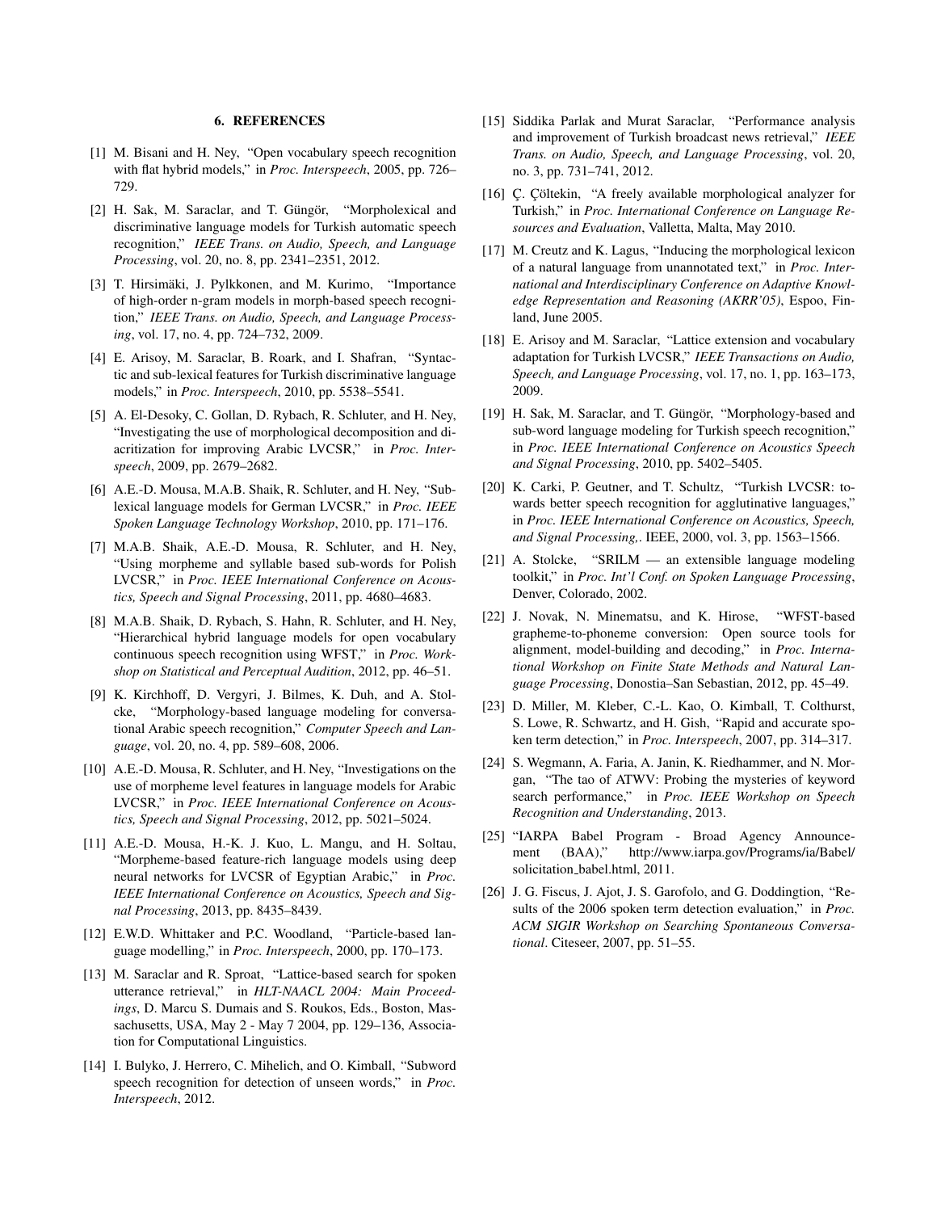## 6. REFERENCES

[1] M. Bisani and H. Ney, "Open vocabulary speech recognition with flat hybrid models," in *Proc. Interspeech*, 2005, pp. 726–729.

[2] H. Sak, M. Saraclar, and T. Güngör, "Morpholexical and discriminative language models for Turkish automatic speech recognition," *IEEE Trans. on Audio, Speech, and Language Processing*, vol. 20, no. 8, pp. 2341–2351, 2012.

[3] T. Hirsimäki, J. Pylkkonen, and M. Kurimo, "Importance of high-order n-gram models in morph-based speech recognition," *IEEE Trans. on Audio, Speech, and Language Processing*, vol. 17, no. 4, pp. 724–732, 2009.

[4] E. Arisoy, M. Saraclar, B. Roark, and I. Shafran, "Syntactic and sub-lexical features for Turkish discriminative language models," in *Proc. Interspeech*, 2010, pp. 5538–5541.

[5] A. El-Desoky, C. Gollan, D. Rybach, R. Schluter, and H. Ney, "Investigating the use of morphological decomposition and diacritization for improving Arabic LVCSR," in *Proc. Interspeech*, 2009, pp. 2679–2682.

[6] A.E.-D. Mousa, M.A.B. Shaik, R. Schluter, and H. Ney, "Sublexical language models for German LVCSR," in *Proc. IEEE Spoken Language Technology Workshop*, 2010, pp. 171–176.

[7] M.A.B. Shaik, A.E.-D. Mousa, R. Schluter, and H. Ney, "Using morpheme and syllable based sub-words for Polish LVCSR," in *Proc. IEEE International Conference on Acoustics, Speech and Signal Processing*, 2011, pp. 4680–4683.

[8] M.A.B. Shaik, D. Rybach, S. Hahn, R. Schluter, and H. Ney, "Hierarchical hybrid language models for open vocabulary continuous speech recognition using WFST," in *Proc. Workshop on Statistical and Perceptual Audition*, 2012, pp. 46–51.

[9] K. Kirchhoff, D. Vergyri, J. Bilmes, K. Duh, and A. Stolcke, "Morphology-based language modeling for conversational Arabic speech recognition," *Computer Speech and Language*, vol. 20, no. 4, pp. 589–608, 2006.

[10] A.E.-D. Mousa, R. Schluter, and H. Ney, "Investigations on the use of morpheme level features in language models for Arabic LVCSR," in *Proc. IEEE International Conference on Acoustics, Speech and Signal Processing*, 2012, pp. 5021–5024.

[11] A.E.-D. Mousa, H.-K. J. Kuo, L. Mangu, and H. Soltau, "Morpheme-based feature-rich language models using deep neural networks for LVCSR of Egyptian Arabic," in *Proc. IEEE International Conference on Acoustics, Speech and Signal Processing*, 2013, pp. 8435–8439.

[12] E.W.D. Whittaker and P.C. Woodland, "Particle-based language modelling," in *Proc. Interspeech*, 2000, pp. 170–173.

[13] M. Saraclar and R. Sproat, "Lattice-based search for spoken utterance retrieval," in *HLT-NAACL 2004: Main Proceedings*, D. Marcu S. Dumais and S. Roukos, Eds., Boston, Massachusetts, USA, May 2 - May 7 2004, pp. 129–136, Association for Computational Linguistics.

[14] I. Bulyko, J. Herrero, C. Mihelich, and O. Kimball, "Subword speech recognition for detection of unseen words," in *Proc. Interspeech*, 2012.

[15] Siddika Parlak and Murat Saraclar, "Performance analysis and improvement of Turkish broadcast news retrieval," *IEEE Trans. on Audio, Speech, and Language Processing*, vol. 20, no. 3, pp. 731–741, 2012.

[16] Ç. Çöltekin, "A freely available morphological analyzer for Turkish," in *Proc. International Conference on Language Resources and Evaluation*, Valletta, Malta, May 2010.

[17] M. Creutz and K. Lagus, "Inducing the morphological lexicon of a natural language from unannotated text," in *Proc. International and Interdisciplinary Conference on Adaptive Knowledge Representation and Reasoning (AKRR'05)*, Espoo, Finland, June 2005.

[18] E. Arisoy and M. Saraclar, "Lattice extension and vocabulary adaptation for Turkish LVCSR," *IEEE Transactions on Audio, Speech, and Language Processing*, vol. 17, no. 1, pp. 163–173, 2009.

[19] H. Sak, M. Saraclar, and T. Güngör, "Morphology-based and sub-word language modeling for Turkish speech recognition," in *Proc. IEEE International Conference on Acoustics Speech and Signal Processing*, 2010, pp. 5402–5405.

[20] K. Carki, P. Geutner, and T. Schultz, "Turkish LVCSR: towards better speech recognition for agglutinative languages," in *Proc. IEEE International Conference on Acoustics, Speech, and Signal Processing,*. IEEE, 2000, vol. 3, pp. 1563–1566.

[21] A. Stolcke, "SRILM — an extensible language modeling toolkit," in *Proc. Int'l Conf. on Spoken Language Processing*, Denver, Colorado, 2002.

[22] J. Novak, N. Minematsu, and K. Hirose, "WFST-based grapheme-to-phoneme conversion: Open source tools for alignment, model-building and decoding," in *Proc. International Workshop on Finite State Methods and Natural Language Processing*, Donostia–San Sebastian, 2012, pp. 45–49.

[23] D. Miller, M. Kleber, C.-L. Kao, O. Kimball, T. Colthurst, S. Lowe, R. Schwartz, and H. Gish, "Rapid and accurate spoken term detection," in *Proc. Interspeech*, 2007, pp. 314–317.

[24] S. Wegmann, A. Faria, A. Janin, K. Riedhammer, and N. Morgan, "The tao of ATWV: Probing the mysteries of keyword search performance," in *Proc. IEEE Workshop on Speech Recognition and Understanding*, 2013.

[25] "IARPA Babel Program - Broad Agency Announcement (BAA)," http://www.iarpa.gov/Programs/ia/Babel/solicitation_babel.html, 2011.

[26] J. G. Fiscus, J. Ajot, J. S. Garofolo, and G. Doddingtion, "Results of the 2006 spoken term detection evaluation," in *Proc. ACM SIGIR Workshop on Searching Spontaneous Conversational*. Citeseer, 2007, pp. 51–55.